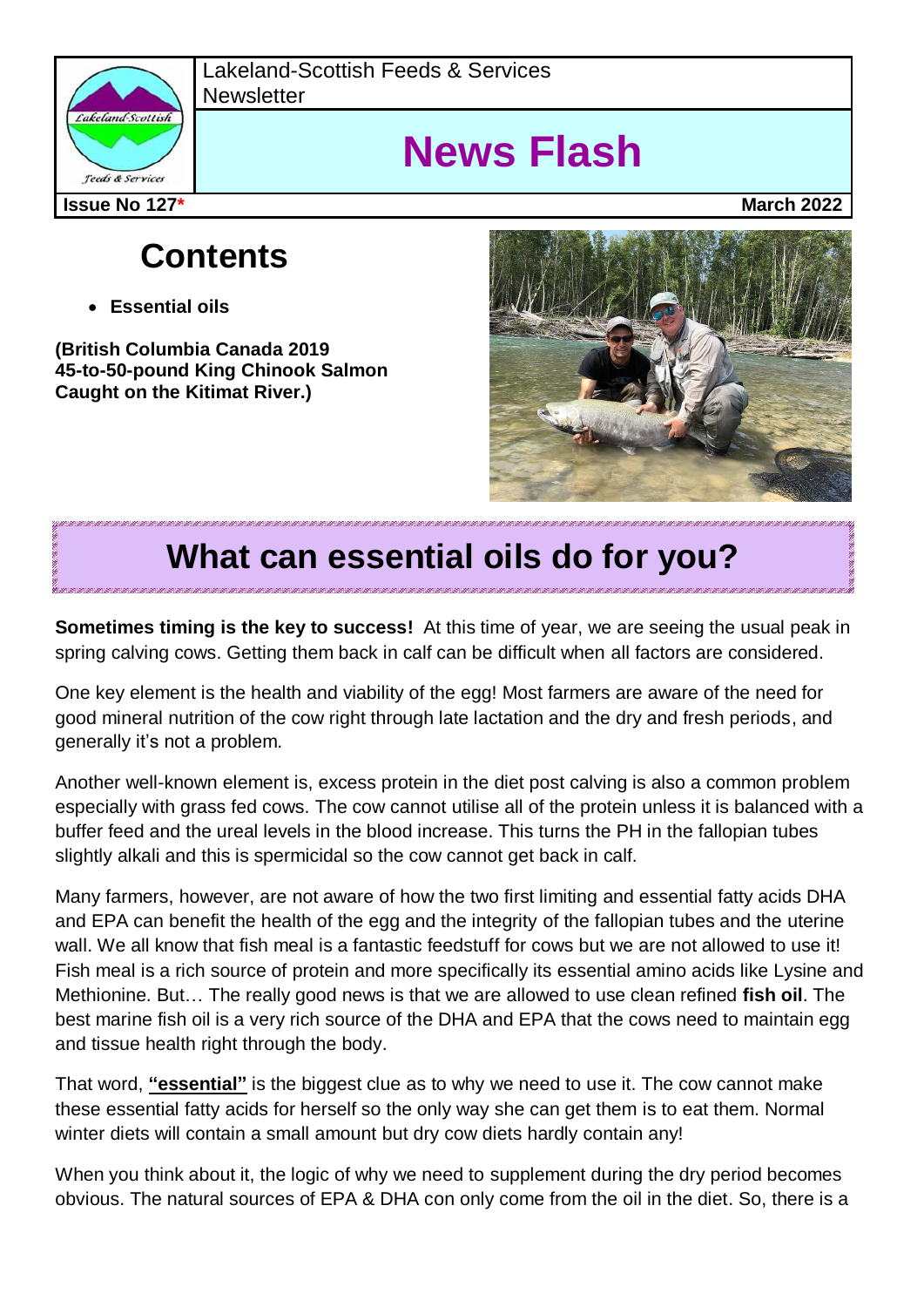Lakeland-Scottish Feeds & Services Newsletter

# News Flash

**Issue No 127*** **March 2022**

## Contents

- **Essential oils**

**(British Columbia Canada 2019 45-to-50-pound King Chinook Salmon Caught on the Kitimat River.)**

## What can essential oils do for you?

**Sometimes timing is the key to success!** At this time of year, we are seeing the usual peak in spring calving cows. Getting them back in calf can be difficult when all factors are considered.

One key element is the health and viability of the egg! Most farmers are aware of the need for good mineral nutrition of the cow right through late lactation and the dry and fresh periods, and generally it's not a problem.

Another well-known element is, excess protein in the diet post calving is also a common problem especially with grass fed cows. The cow cannot utilise all of the protein unless it is balanced with a buffer feed and the ureal levels in the blood increase. This turns the PH in the fallopian tubes slightly alkali and this is spermicidal so the cow cannot get back in calf.

Many farmers, however, are not aware of how the two first limiting and essential fatty acids DHA and EPA can benefit the health of the egg and the integrity of the fallopian tubes and the uterine wall. We all know that fish meal is a fantastic feedstuff for cows but we are not allowed to use it! Fish meal is a rich source of protein and more specifically its essential amino acids like Lysine and Methionine. But… The really good news is that we are allowed to use clean refined **fish oil**. The best marine fish oil is a very rich source of the DHA and EPA that the cows need to maintain egg and tissue health right through the body.

That word, **"essential"** is the biggest clue as to why we need to use it. The cow cannot make these essential fatty acids for herself so the only way she can get them is to eat them. Normal winter diets will contain a small amount but dry cow diets hardly contain any!

When you think about it, the logic of why we need to supplement during the dry period becomes obvious. The natural sources of EPA & DHA con only come from the oil in the diet. So, there is a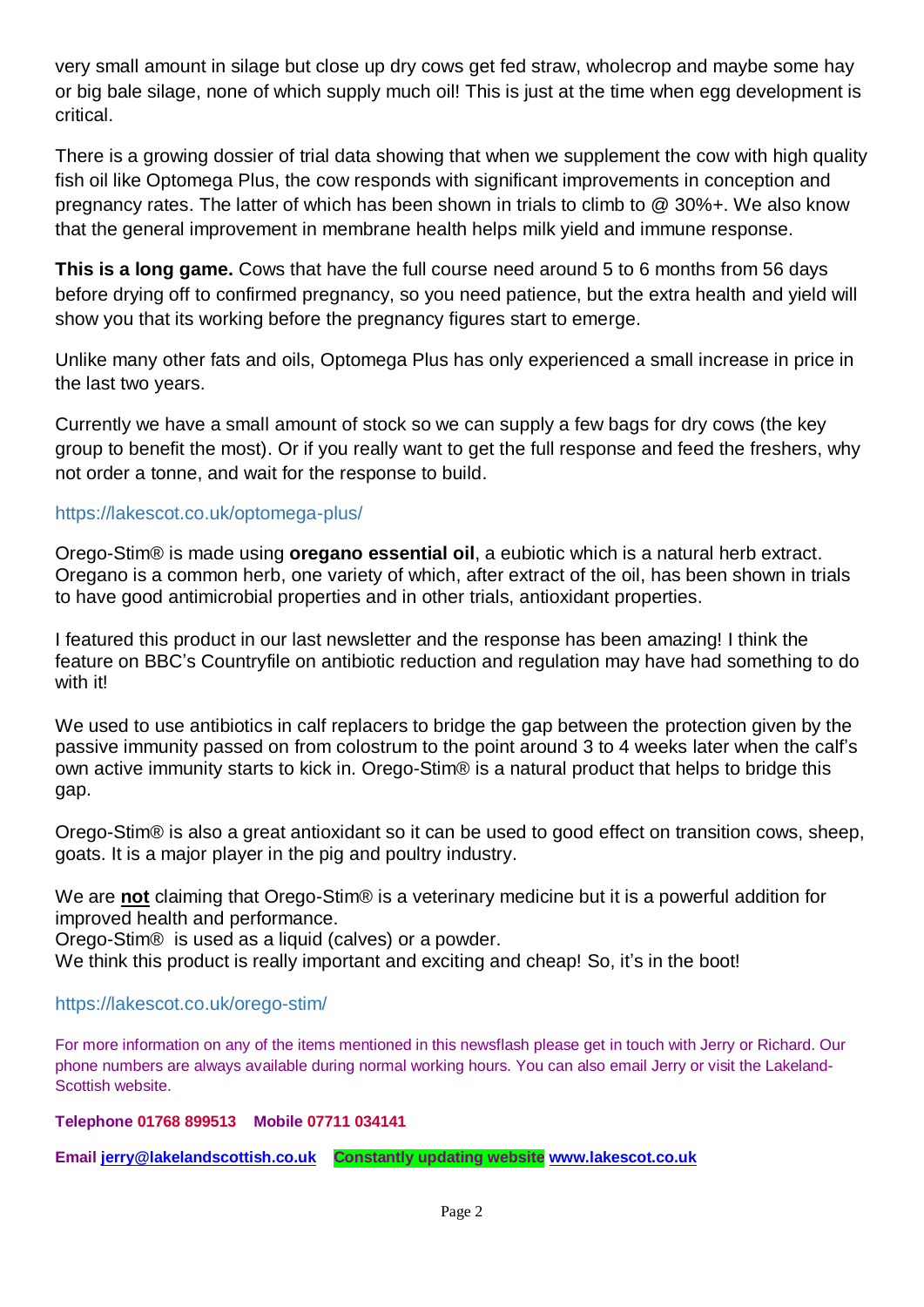very small amount in silage but close up dry cows get fed straw, wholecrop and maybe some hay or big bale silage, none of which supply much oil! This is just at the time when egg development is critical.

There is a growing dossier of trial data showing that when we supplement the cow with high quality fish oil like Optomega Plus, the cow responds with significant improvements in conception and pregnancy rates. The latter of which has been shown in trials to climb to @ 30%+. We also know that the general improvement in membrane health helps milk yield and immune response.

**This is a long game.** Cows that have the full course need around 5 to 6 months from 56 days before drying off to confirmed pregnancy, so you need patience, but the extra health and yield will show you that its working before the pregnancy figures start to emerge.

Unlike many other fats and oils, Optomega Plus has only experienced a small increase in price in the last two years.

Currently we have a small amount of stock so we can supply a few bags for dry cows (the key group to benefit the most). Or if you really want to get the full response and feed the freshers, why not order a tonne, and wait for the response to build.

https://lakescot.co.uk/optomega-plus/

Orego-Stim® is made using **oregano essential oil**, a eubiotic which is a natural herb extract. Oregano is a common herb, one variety of which, after extract of the oil, has been shown in trials to have good antimicrobial properties and in other trials, antioxidant properties.

I featured this product in our last newsletter and the response has been amazing! I think the feature on BBC's Countryfile on antibiotic reduction and regulation may have had something to do with it!

We used to use antibiotics in calf replacers to bridge the gap between the protection given by the passive immunity passed on from colostrum to the point around 3 to 4 weeks later when the calf's own active immunity starts to kick in. Orego-Stim® is a natural product that helps to bridge this gap.

Orego-Stim® is also a great antioxidant so it can be used to good effect on transition cows, sheep, goats. It is a major player in the pig and poultry industry.

We are **not** claiming that Orego-Stim® is a veterinary medicine but it is a powerful addition for improved health and performance.
Orego-Stim® is used as a liquid (calves) or a powder.
We think this product is really important and exciting and cheap! So, it's in the boot!

https://lakescot.co.uk/orego-stim/

For more information on any of the items mentioned in this newsflash please get in touch with Jerry or Richard. Our phone numbers are always available during normal working hours. You can also email Jerry or visit the Lakeland-Scottish website.

**Telephone 01768 899513    Mobile 07711 034141**

**Email jerry@lakelandscottish.co.uk    Constantly updating website www.lakescot.co.uk**